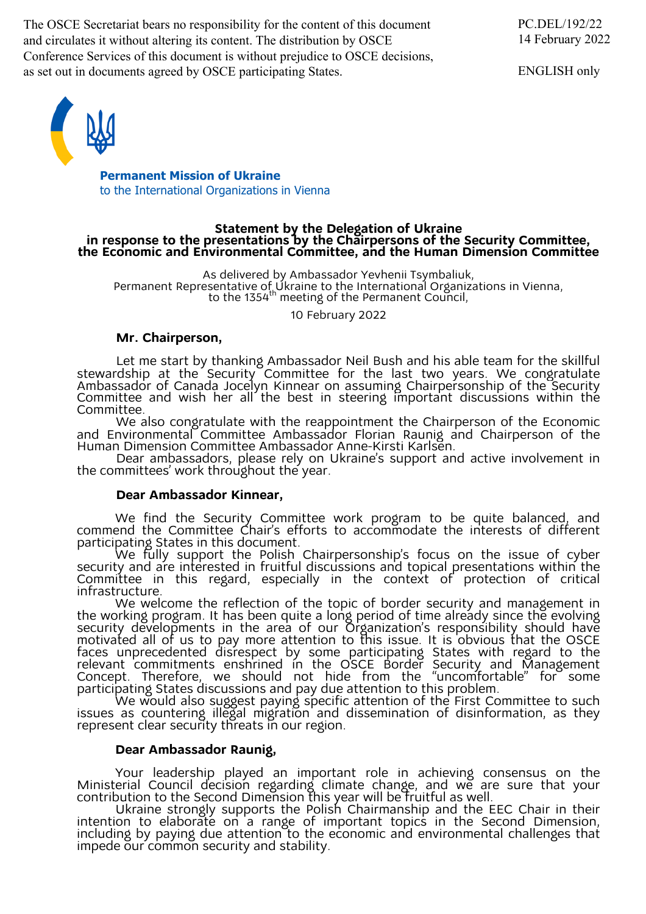The OSCE Secretariat bears no responsibility for the content of this document and circulates it without altering its content. The distribution by OSCE Conference Services of this document is without prejudice to OSCE decisions, as set out in documents agreed by OSCE participating States.

PC.DEL/192/22
14 February 2022

ENGLISH only

**Permanent Mission of Ukraine**
to the International Organizations in Vienna

**Statement by the Delegation of Ukraine in response to the presentations by the Chairpersons of the Security Committee, the Economic and Environmental Committee, and the Human Dimension Committee**

As delivered by Ambassador Yevhenii Tsymbaliuk,
Permanent Representative of Ukraine to the International Organizations in Vienna,
to the 1354th meeting of the Permanent Council,

10 February 2022

**Mr. Chairperson,**

Let me start by thanking Ambassador Neil Bush and his able team for the skillful stewardship at the Security Committee for the last two years. We congratulate Ambassador of Canada Jocelyn Kinnear on assuming Chairpersonship of the Security Committee and wish her all the best in steering important discussions within the Committee.

We also congratulate with the reappointment the Chairperson of the Economic and Environmental Committee Ambassador Florian Raunig and Chairperson of the Human Dimension Committee Ambassador Anne-Kirsti Karlsen.

Dear ambassadors, please rely on Ukraine's support and active involvement in the committees' work throughout the year.

**Dear Ambassador Kinnear,**

We find the Security Committee work program to be quite balanced, and commend the Committee Chair's efforts to accommodate the interests of different participating States in this document.

We fully support the Polish Chairpersonship's focus on the issue of cyber security and are interested in fruitful discussions and topical presentations within the Committee in this regard, especially in the context of protection of critical infrastructure.

We welcome the reflection of the topic of border security and management in the working program. It has been quite a long period of time already since the evolving security developments in the area of our Organization's responsibility should have motivated all of us to pay more attention to this issue. It is obvious that the OSCE faces unprecedented disrespect by some participating States with regard to the relevant commitments enshrined in the OSCE Border Security and Management Concept. Therefore, we should not hide from the "uncomfortable" for some participating States discussions and pay due attention to this problem.

We would also suggest paying specific attention of the First Committee to such issues as countering illegal migration and dissemination of disinformation, as they represent clear security threats in our region.

**Dear Ambassador Raunig,**

Your leadership played an important role in achieving consensus on the Ministerial Council decision regarding climate change, and we are sure that your contribution to the Second Dimension this year will be fruitful as well.

Ukraine strongly supports the Polish Chairmanship and the EEC Chair in their intention to elaborate on a range of important topics in the Second Dimension, including by paying due attention to the economic and environmental challenges that impede our common security and stability.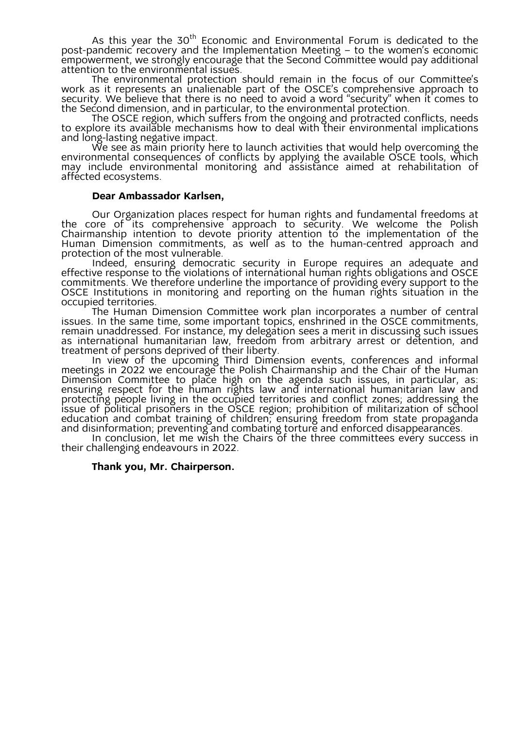As this year the 30th Economic and Environmental Forum is dedicated to the post-pandemic recovery and the Implementation Meeting – to the women's economic empowerment, we strongly encourage that the Second Committee would pay additional attention to the environmental issues.

The environmental protection should remain in the focus of our Committee's work as it represents an unalienable part of the OSCE's comprehensive approach to security. We believe that there is no need to avoid a word "security" when it comes to the Second dimension, and in particular, to the environmental protection.

The OSCE region, which suffers from the ongoing and protracted conflicts, needs to explore its available mechanisms how to deal with their environmental implications and long-lasting negative impact.

We see as main priority here to launch activities that would help overcoming the environmental consequences of conflicts by applying the available OSCE tools, which may include environmental monitoring and assistance aimed at rehabilitation of affected ecosystems.

**Dear Ambassador Karlsen,**

Our Organization places respect for human rights and fundamental freedoms at the core of its comprehensive approach to security. We welcome the Polish Chairmanship intention to devote priority attention to the implementation of the Human Dimension commitments, as well as to the human-centred approach and protection of the most vulnerable.

Indeed, ensuring democratic security in Europe requires an adequate and effective response to the violations of international human rights obligations and OSCE commitments. We therefore underline the importance of providing every support to the OSCE Institutions in monitoring and reporting on the human rights situation in the occupied territories.

The Human Dimension Committee work plan incorporates a number of central issues. In the same time, some important topics, enshrined in the OSCE commitments, remain unaddressed. For instance, my delegation sees a merit in discussing such issues as international humanitarian law, freedom from arbitrary arrest or detention, and treatment of persons deprived of their liberty.

In view of the upcoming Third Dimension events, conferences and informal meetings in 2022 we encourage the Polish Chairmanship and the Chair of the Human Dimension Committee to place high on the agenda such issues, in particular, as: ensuring respect for the human rights law and international humanitarian law and protecting people living in the occupied territories and conflict zones; addressing the issue of political prisoners in the OSCE region; prohibition of militarization of school education and combat training of children; ensuring freedom from state propaganda and disinformation; preventing and combating torture and enforced disappearances.

In conclusion, let me wish the Chairs of the three committees every success in their challenging endeavours in 2022.

**Thank you, Mr. Chairperson.**